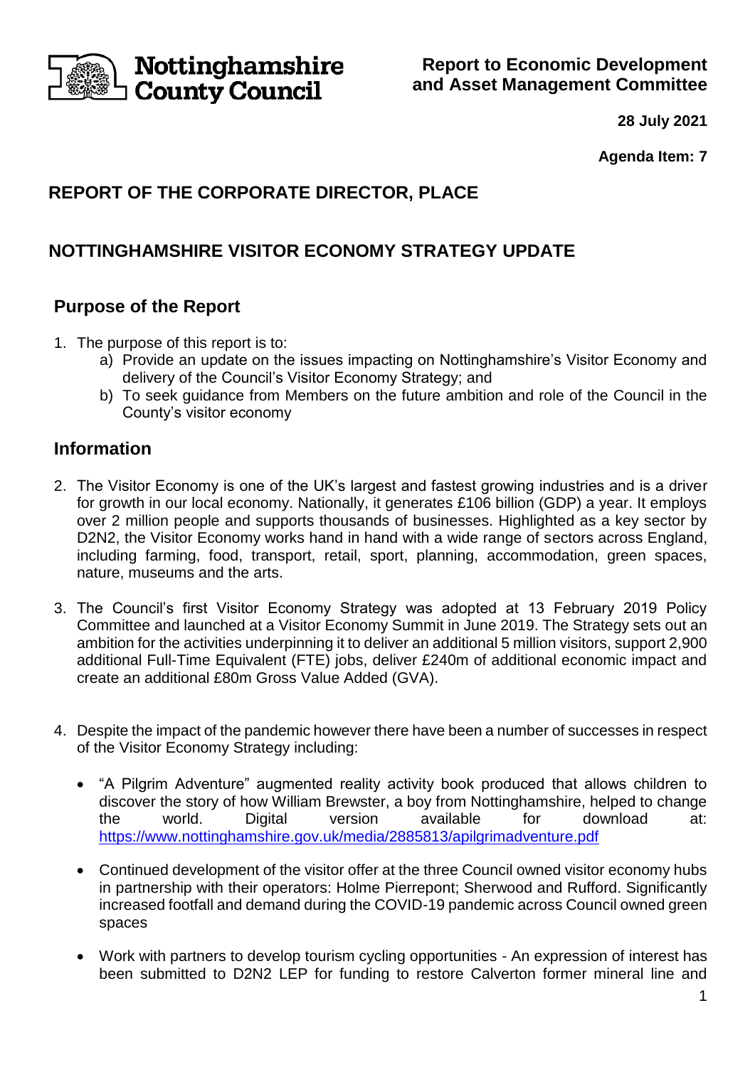Nottinghamshire County Council

**Report to Economic Development and Asset Management Committee**

**28 July 2021**

**Agenda Item: 7**

## REPORT OF THE CORPORATE DIRECTOR, PLACE

## NOTTINGHAMSHIRE VISITOR ECONOMY STRATEGY UPDATE

### Purpose of the Report

1. The purpose of this report is to:
   a) Provide an update on the issues impacting on Nottinghamshire's Visitor Economy and delivery of the Council's Visitor Economy Strategy; and
   b) To seek guidance from Members on the future ambition and role of the Council in the County's visitor economy

### Information

2. The Visitor Economy is one of the UK's largest and fastest growing industries and is a driver for growth in our local economy. Nationally, it generates £106 billion (GDP) a year. It employs over 2 million people and supports thousands of businesses. Highlighted as a key sector by D2N2, the Visitor Economy works hand in hand with a wide range of sectors across England, including farming, food, transport, retail, sport, planning, accommodation, green spaces, nature, museums and the arts.

3. The Council's first Visitor Economy Strategy was adopted at 13 February 2019 Policy Committee and launched at a Visitor Economy Summit in June 2019. The Strategy sets out an ambition for the activities underpinning it to deliver an additional 5 million visitors, support 2,900 additional Full-Time Equivalent (FTE) jobs, deliver £240m of additional economic impact and create an additional £80m Gross Value Added (GVA).

4. Despite the impact of the pandemic however there have been a number of successes in respect of the Visitor Economy Strategy including:

   - "A Pilgrim Adventure" augmented reality activity book produced that allows children to discover the story of how William Brewster, a boy from Nottinghamshire, helped to change the world. Digital version available for download at: https://www.nottinghamshire.gov.uk/media/2885813/apilgrimadventure.pdf

   - Continued development of the visitor offer at the three Council owned visitor economy hubs in partnership with their operators: Holme Pierrepont; Sherwood and Rufford. Significantly increased footfall and demand during the COVID-19 pandemic across Council owned green spaces

   - Work with partners to develop tourism cycling opportunities - An expression of interest has been submitted to D2N2 LEP for funding to restore Calverton former mineral line and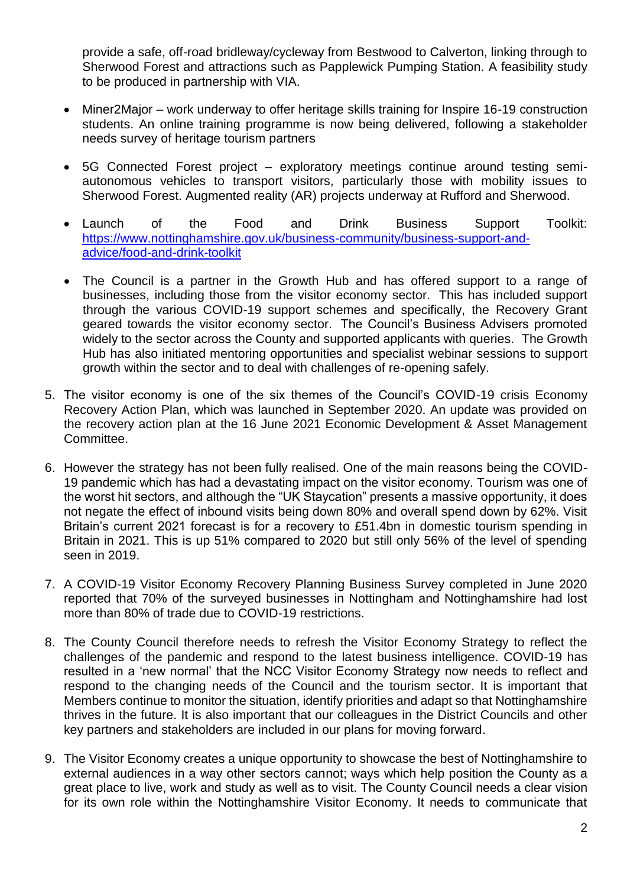provide a safe, off-road bridleway/cycleway from Bestwood to Calverton, linking through to Sherwood Forest and attractions such as Papplewick Pumping Station. A feasibility study to be produced in partnership with VIA.

- Miner2Major – work underway to offer heritage skills training for Inspire 16-19 construction students. An online training programme is now being delivered, following a stakeholder needs survey of heritage tourism partners

- 5G Connected Forest project – exploratory meetings continue around testing semi-autonomous vehicles to transport visitors, particularly those with mobility issues to Sherwood Forest. Augmented reality (AR) projects underway at Rufford and Sherwood.

- Launch of the Food and Drink Business Support Toolkit: [https://www.nottinghamshire.gov.uk/business-community/business-support-and-advice/food-and-drink-toolkit](https://www.nottinghamshire.gov.uk/business-community/business-support-and-advice/food-and-drink-toolkit)

- The Council is a partner in the Growth Hub and has offered support to a range of businesses, including those from the visitor economy sector. This has included support through the various COVID-19 support schemes and specifically, the Recovery Grant geared towards the visitor economy sector. The Council's Business Advisers promoted widely to the sector across the County and supported applicants with queries. The Growth Hub has also initiated mentoring opportunities and specialist webinar sessions to support growth within the sector and to deal with challenges of re-opening safely.

5. The visitor economy is one of the six themes of the Council's COVID-19 crisis Economy Recovery Action Plan, which was launched in September 2020. An update was provided on the recovery action plan at the 16 June 2021 Economic Development & Asset Management Committee.

6. However the strategy has not been fully realised. One of the main reasons being the COVID-19 pandemic which has had a devastating impact on the visitor economy. Tourism was one of the worst hit sectors, and although the "UK Staycation" presents a massive opportunity, it does not negate the effect of inbound visits being down 80% and overall spend down by 62%. Visit Britain's current 2021 forecast is for a recovery to £51.4bn in domestic tourism spending in Britain in 2021. This is up 51% compared to 2020 but still only 56% of the level of spending seen in 2019.

7. A COVID-19 Visitor Economy Recovery Planning Business Survey completed in June 2020 reported that 70% of the surveyed businesses in Nottingham and Nottinghamshire had lost more than 80% of trade due to COVID-19 restrictions.

8. The County Council therefore needs to refresh the Visitor Economy Strategy to reflect the challenges of the pandemic and respond to the latest business intelligence. COVID-19 has resulted in a 'new normal' that the NCC Visitor Economy Strategy now needs to reflect and respond to the changing needs of the Council and the tourism sector. It is important that Members continue to monitor the situation, identify priorities and adapt so that Nottinghamshire thrives in the future. It is also important that our colleagues in the District Councils and other key partners and stakeholders are included in our plans for moving forward.

9. The Visitor Economy creates a unique opportunity to showcase the best of Nottinghamshire to external audiences in a way other sectors cannot; ways which help position the County as a great place to live, work and study as well as to visit. The County Council needs a clear vision for its own role within the Nottinghamshire Visitor Economy. It needs to communicate that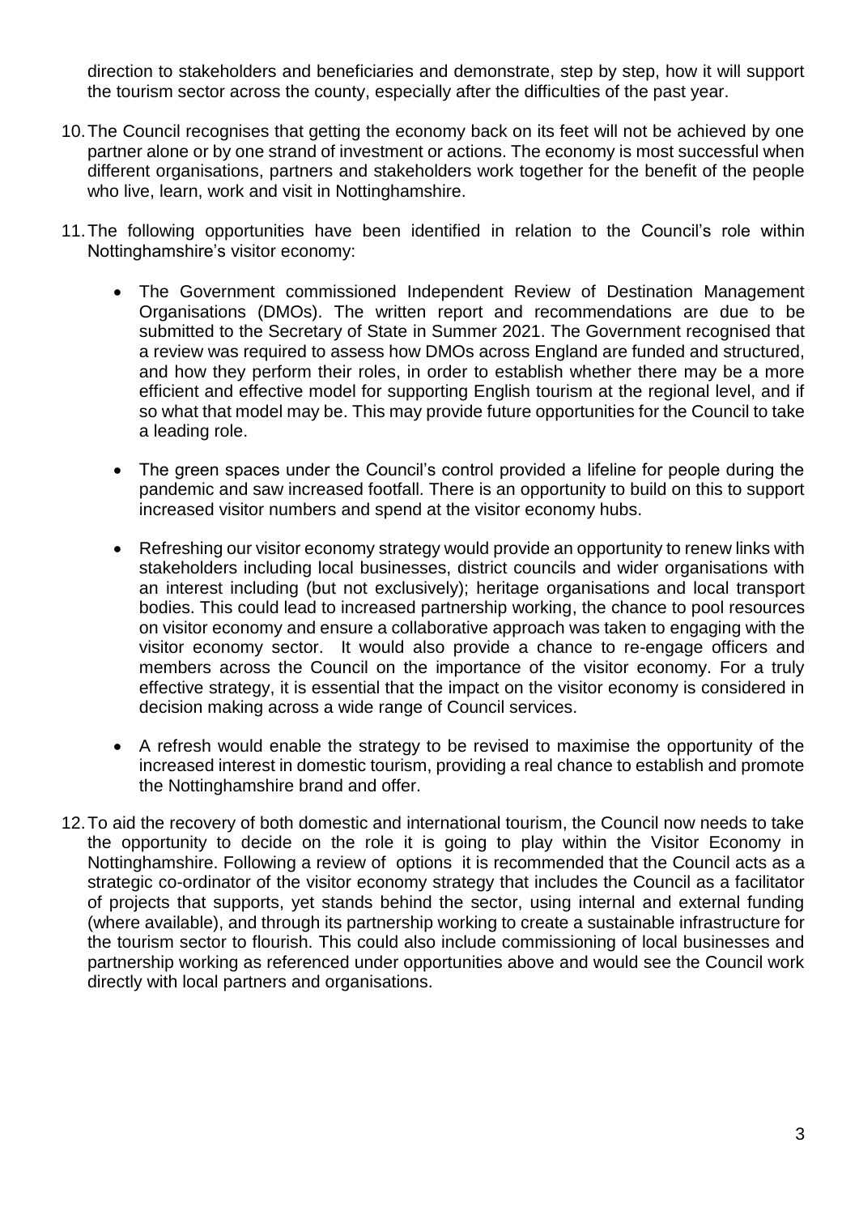direction to stakeholders and beneficiaries and demonstrate, step by step, how it will support the tourism sector across the county, especially after the difficulties of the past year.

10. The Council recognises that getting the economy back on its feet will not be achieved by one partner alone or by one strand of investment or actions. The economy is most successful when different organisations, partners and stakeholders work together for the benefit of the people who live, learn, work and visit in Nottinghamshire.

11. The following opportunities have been identified in relation to the Council's role within Nottinghamshire's visitor economy:

    - The Government commissioned Independent Review of Destination Management Organisations (DMOs). The written report and recommendations are due to be submitted to the Secretary of State in Summer 2021. The Government recognised that a review was required to assess how DMOs across England are funded and structured, and how they perform their roles, in order to establish whether there may be a more efficient and effective model for supporting English tourism at the regional level, and if so what that model may be. This may provide future opportunities for the Council to take a leading role.

    - The green spaces under the Council's control provided a lifeline for people during the pandemic and saw increased footfall. There is an opportunity to build on this to support increased visitor numbers and spend at the visitor economy hubs.

    - Refreshing our visitor economy strategy would provide an opportunity to renew links with stakeholders including local businesses, district councils and wider organisations with an interest including (but not exclusively); heritage organisations and local transport bodies. This could lead to increased partnership working, the chance to pool resources on visitor economy and ensure a collaborative approach was taken to engaging with the visitor economy sector. It would also provide a chance to re-engage officers and members across the Council on the importance of the visitor economy. For a truly effective strategy, it is essential that the impact on the visitor economy is considered in decision making across a wide range of Council services.

    - A refresh would enable the strategy to be revised to maximise the opportunity of the increased interest in domestic tourism, providing a real chance to establish and promote the Nottinghamshire brand and offer.

12. To aid the recovery of both domestic and international tourism, the Council now needs to take the opportunity to decide on the role it is going to play within the Visitor Economy in Nottinghamshire. Following a review of options it is recommended that the Council acts as a strategic co-ordinator of the visitor economy strategy that includes the Council as a facilitator of projects that supports, yet stands behind the sector, using internal and external funding (where available), and through its partnership working to create a sustainable infrastructure for the tourism sector to flourish. This could also include commissioning of local businesses and partnership working as referenced under opportunities above and would see the Council work directly with local partners and organisations.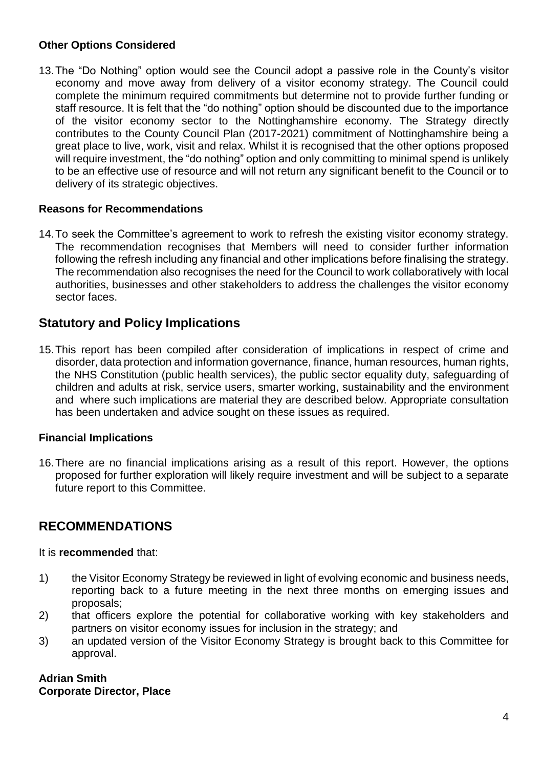### Other Options Considered

13. The "Do Nothing" option would see the Council adopt a passive role in the County's visitor economy and move away from delivery of a visitor economy strategy. The Council could complete the minimum required commitments but determine not to provide further funding or staff resource. It is felt that the "do nothing" option should be discounted due to the importance of the visitor economy sector to the Nottinghamshire economy. The Strategy directly contributes to the County Council Plan (2017-2021) commitment of Nottinghamshire being a great place to live, work, visit and relax. Whilst it is recognised that the other options proposed will require investment, the "do nothing" option and only committing to minimal spend is unlikely to be an effective use of resource and will not return any significant benefit to the Council or to delivery of its strategic objectives.

### Reasons for Recommendations

14. To seek the Committee's agreement to work to refresh the existing visitor economy strategy. The recommendation recognises that Members will need to consider further information following the refresh including any financial and other implications before finalising the strategy. The recommendation also recognises the need for the Council to work collaboratively with local authorities, businesses and other stakeholders to address the challenges the visitor economy sector faces.

## Statutory and Policy Implications

15. This report has been compiled after consideration of implications in respect of crime and disorder, data protection and information governance, finance, human resources, human rights, the NHS Constitution (public health services), the public sector equality duty, safeguarding of children and adults at risk, service users, smarter working, sustainability and the environment and where such implications are material they are described below. Appropriate consultation has been undertaken and advice sought on these issues as required.

### Financial Implications

16. There are no financial implications arising as a result of this report. However, the options proposed for further exploration will likely require investment and will be subject to a separate future report to this Committee.

## RECOMMENDATIONS

It is **recommended** that:

1) the Visitor Economy Strategy be reviewed in light of evolving economic and business needs, reporting back to a future meeting in the next three months on emerging issues and proposals;
2) that officers explore the potential for collaborative working with key stakeholders and partners on visitor economy issues for inclusion in the strategy; and
3) an updated version of the Visitor Economy Strategy is brought back to this Committee for approval.

**Adrian Smith**
**Corporate Director, Place**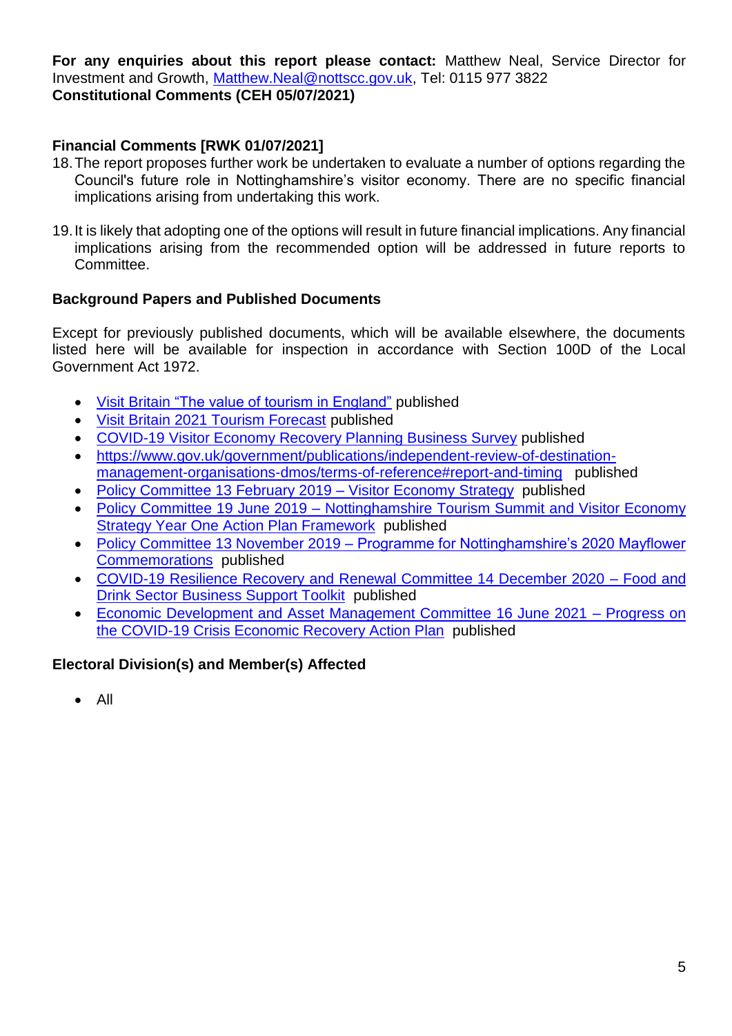**For any enquiries about this report please contact:** Matthew Neal, Service Director for Investment and Growth, Matthew.Neal@nottscc.gov.uk, Tel: 0115 977 3822

**Constitutional Comments (CEH 05/07/2021)**

**Financial Comments [RWK 01/07/2021]**

18. The report proposes further work be undertaken to evaluate a number of options regarding the Council's future role in Nottinghamshire's visitor economy. There are no specific financial implications arising from undertaking this work.

19. It is likely that adopting one of the options will result in future financial implications. Any financial implications arising from the recommended option will be addressed in future reports to Committee.

**Background Papers and Published Documents**

Except for previously published documents, which will be available elsewhere, the documents listed here will be available for inspection in accordance with Section 100D of the Local Government Act 1972.

- Visit Britain "The value of tourism in England" published
- Visit Britain 2021 Tourism Forecast published
- COVID-19 Visitor Economy Recovery Planning Business Survey published
- https://www.gov.uk/government/publications/independent-review-of-destination-management-organisations-dmos/terms-of-reference#report-and-timing published
- Policy Committee 13 February 2019 – Visitor Economy Strategy published
- Policy Committee 19 June 2019 – Nottinghamshire Tourism Summit and Visitor Economy Strategy Year One Action Plan Framework published
- Policy Committee 13 November 2019 – Programme for Nottinghamshire's 2020 Mayflower Commemorations published
- COVID-19 Resilience Recovery and Renewal Committee 14 December 2020 – Food and Drink Sector Business Support Toolkit published
- Economic Development and Asset Management Committee 16 June 2021 – Progress on the COVID-19 Crisis Economic Recovery Action Plan published

**Electoral Division(s) and Member(s) Affected**

- All